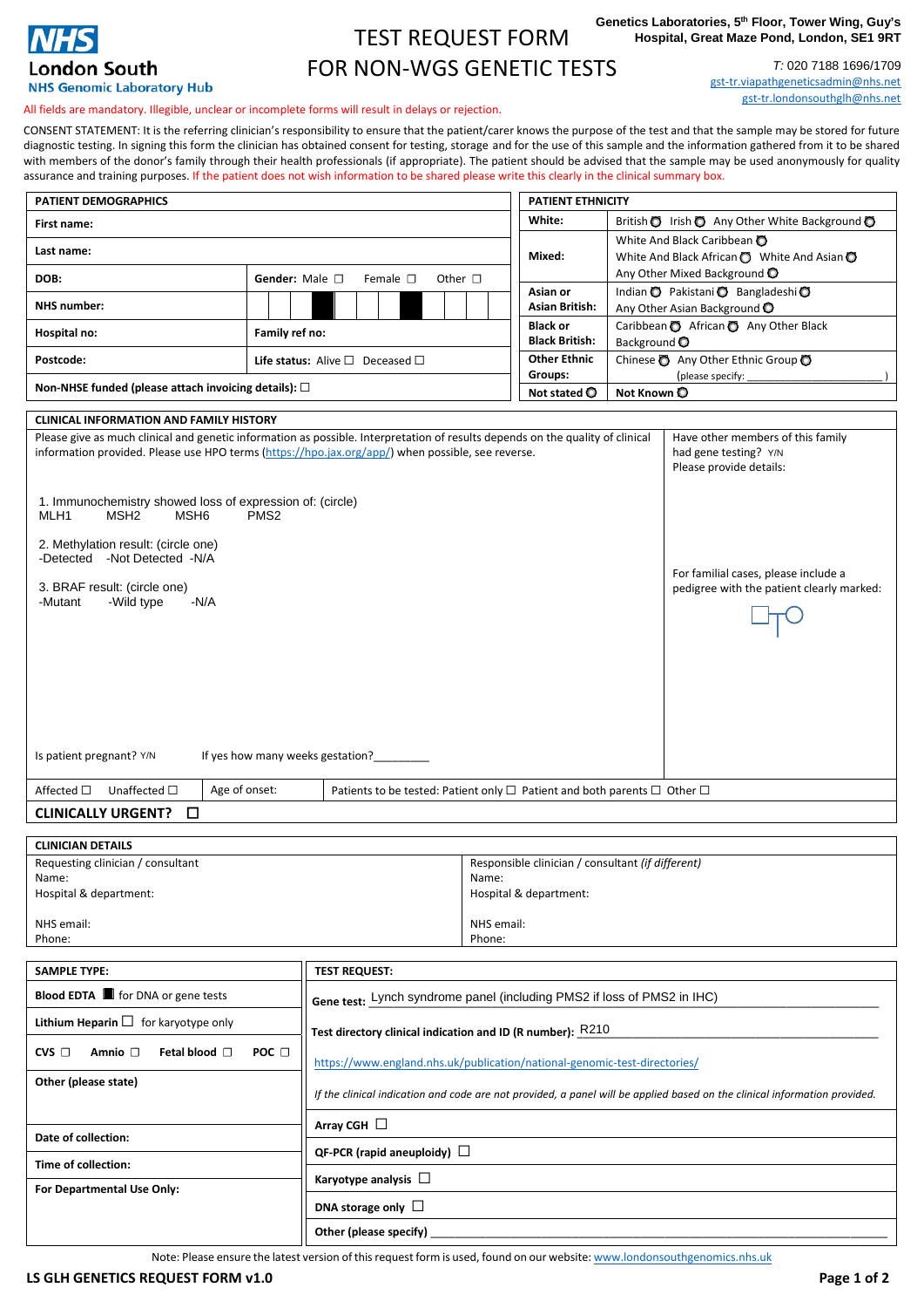**NHS London South**
**NHS Genomic Laboratory Hub**

# TEST REQUEST FORM FOR NON-WGS GENETIC TESTS

**Genetics Laboratories, 5th Floor, Tower Wing, Guy's Hospital, Great Maze Pond, London, SE1 9RT**

*T:* 020 7188 1696/1709
gst-tr.viapathgeneticsadmin@nhs.net
gst-tr.londonsouthglh@nhs.net

All fields are mandatory. Illegible, unclear or incomplete forms will result in delays or rejection.

CONSENT STATEMENT: It is the referring clinician's responsibility to ensure that the patient/carer knows the purpose of the test and that the sample may be stored for future diagnostic testing. In signing this form the clinician has obtained consent for testing, storage and for the use of this sample and the information gathered from it to be shared with members of the donor's family through their health professionals (if appropriate). The patient should be advised that the sample may be used anonymously for quality assurance and training purposes. If the patient does not wish information to be shared please write this clearly in the clinical summary box.

| PATIENT DEMOGRAPHICS | |
|---|---|
| **First name:** | |
| **Last name:** | |
| **DOB:** | **Gender:** Male ☐ Female ☐ Other ☐ |
| **NHS number:** | |
| **Hospital no:** | **Family ref no:** |
| **Postcode:** | **Life status:** Alive ☐ Deceased ☐ |
| **Non-NHSE funded (please attach invoicing details):** ☐ | |

| PATIENT ETHNICITY | |
|---|---|
| **White:** | British ○ Irish ○ Any Other White Background ○ |
| **Mixed:** | White And Black Caribbean ○ White And Black African ○ White And Asian ○ Any Other Mixed Background ○ |
| **Asian or Asian British:** | Indian ○ Pakistani ○ Bangladeshi ○ Any Other Asian Background ○ |
| **Black or Black British:** | Caribbean ○ African ○ Any Other Black Background ○ |
| **Other Ethnic Groups:** | Chinese ○ Any Other Ethnic Group ○ (please specify: ____________ ) |
| **Not stated** ○ | **Not Known** ○ |

## CLINICAL INFORMATION AND FAMILY HISTORY

Please give as much clinical and genetic information as possible. Interpretation of results depends on the quality of clinical information provided. Please use HPO terms (https://hpo.jax.org/app/) when possible, see reverse.

1. Immunochemistry showed loss of expression of: (circle)
MLH1 MSH2 MSH6 PMS2

2. Methylation result: (circle one)
-Detected -Not Detected -N/A

3. BRAF result: (circle one)
-Mutant -Wild type -N/A

Is patient pregnant? Y/N If yes how many weeks gestation?_________

Have other members of this family had gene testing? Y/N
Please provide details:

For familial cases, please include a pedigree with the patient clearly marked:

Affected ☐ Unaffected ☐ | Age of onset: | Patients to be tested: Patient only ☐ Patient and both parents ☐ Other ☐

**CLINICALLY URGENT?** ☐

## CLINICIAN DETAILS

| Requesting clinician / consultant | Responsible clinician / consultant *(if different)* |
|---|---|
| Name: | Name: |
| Hospital & department: | Hospital & department: |
| NHS email: | NHS email: |
| Phone: | Phone: |

| SAMPLE TYPE: | TEST REQUEST: |
|---|---|
| **Blood EDTA** ■ for DNA or gene tests | **Gene test:** Lynch syndrome panel (including PMS2 if loss of PMS2 in IHC) |
| **Lithium Heparin** ☐ for karyotype only | **Test directory clinical indication and ID (R number):** R210 |
| **CVS** ☐ **Amnio** ☐ **Fetal blood** ☐ **POC** ☐ | https://www.england.nhs.uk/publication/national-genomic-test-directories/ |
| **Other (please state)** | *If the clinical indication and code are not provided, a panel will be applied based on the clinical information provided.* |
| **Date of collection:** | **Array CGH** ☐ |
| **Time of collection:** | **QF-PCR (rapid aneuploidy)** ☐ |
| **For Departmental Use Only:** | **Karyotype analysis** ☐ |
| | **DNA storage only** ☐ |
| | **Other (please specify)** ____________ |

Note: Please ensure the latest version of this request form is used, found on our website: www.londonsouthgenomics.nhs.uk

**LS GLH GENETICS REQUEST FORM v1.0**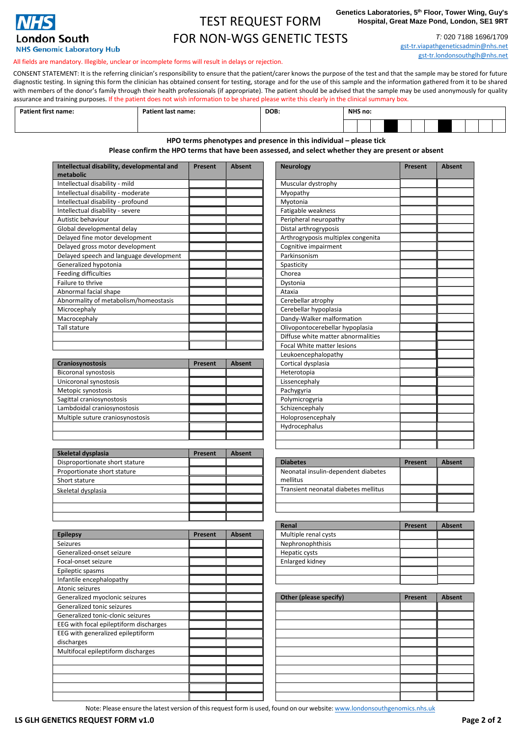# TEST REQUEST FORM FOR NON-WGS GENETIC TESTS

NHS London South NHS Genomic Laboratory Hub

**Genetics Laboratories, 5th Floor, Tower Wing, Guy's Hospital, Great Maze Pond, London, SE1 9RT**

*T:* 020 7188 1696/1709
gst-tr.viapathgeneticsadmin@nhs.net
gst-tr.londonsouthglh@nhs.net

All fields are mandatory. Illegible, unclear or incomplete forms will result in delays or rejection.

CONSENT STATEMENT: It is the referring clinician's responsibility to ensure that the patient/carer knows the purpose of the test and that the sample may be stored for future diagnostic testing. In signing this form the clinician has obtained consent for testing, storage and for the use of this sample and the information gathered from it to be shared with members of the donor's family through their health professionals (if appropriate). The patient should be advised that the sample may be used anonymously for quality assurance and training purposes. If the patient does not wish information to be shared please write this clearly in the clinical summary box.

| **Patient first name:** | **Patient last name:** | **DOB:** | **NHS no:** |
|---|---|---|---|
| | | | |

**HPO terms phenotypes and presence in this individual – please tick**
**Please confirm the HPO terms that have been assessed, and select whether they are present or absent**

| Intellectual disability, developmental and metabolic | Present | Absent |
|---|---|---|
| Intellectual disability - mild | | |
| Intellectual disability - moderate | | |
| Intellectual disability - profound | | |
| Intellectual disability - severe | | |
| Autistic behaviour | | |
| Global developmental delay | | |
| Delayed fine motor development | | |
| Delayed gross motor development | | |
| Delayed speech and language development | | |
| Generalized hypotonia | | |
| Feeding difficulties | | |
| Failure to thrive | | |
| Abnormal facial shape | | |
| Abnormality of metabolism/homeostasis | | |
| Microcephaly | | |
| Macrocephaly | | |
| Tall stature | | |
| | | |
| | | |

| Craniosynostosis | Present | Absent |
|---|---|---|
| Bicoronal synostosis | | |
| Unicoronal synostosis | | |
| Metopic synostosis | | |
| Sagittal craniosynostosis | | |
| Lambdoidal craniosynostosis | | |
| Multiple suture craniosynostosis | | |
| | | |
| | | |

| Skeletal dysplasia | Present | Absent |
|---|---|---|
| Disproportionate short stature | | |
| Proportionate short stature | | |
| Short stature | | |
| Skeletal dysplasia | | |
| | | |
| | | |
| | | |

| Epilepsy | Present | Absent |
|---|---|---|
| Seizures | | |
| Generalized-onset seizure | | |
| Focal-onset seizure | | |
| Epileptic spasms | | |
| Infantile encephalopathy | | |
| Atonic seizures | | |
| Generalized myoclonic seizures | | |
| Generalized tonic seizures | | |
| Generalized tonic-clonic seizures | | |
| EEG with focal epileptiform discharges | | |
| EEG with generalized epileptiform discharges | | |
| Multifocal epileptiform discharges | | |
| | | |
| | | |
| | | |
| | | |
| | | |

| Neurology | Present | Absent |
|---|---|---|
| Muscular dystrophy | | |
| Myopathy | | |
| Myotonia | | |
| Fatigable weakness | | |
| Peripheral neuropathy | | |
| Distal arthrogryposis | | |
| Arthrogryposis multiplex congenita | | |
| Cognitive impairment | | |
| Parkinsonism | | |
| Spasticity | | |
| Chorea | | |
| Dystonia | | |
| Ataxia | | |
| Cerebellar atrophy | | |
| Cerebellar hypoplasia | | |
| Dandy-Walker malformation | | |
| Olivopontocerebellar hypoplasia | | |
| Diffuse white matter abnormalities | | |
| Focal White matter lesions | | |
| Leukoencephalopathy | | |
| Cortical dysplasia | | |
| Heterotopia | | |
| Lissencephaly | | |
| Pachygyria | | |
| Polymicrogyria | | |
| Schizencephaly | | |
| Holoprosencephaly | | |
| Hydrocephalus | | |
| | | |
| | | |

| Diabetes | Present | Absent |
|---|---|---|
| Neonatal insulin-dependent diabetes mellitus | | |
| Transient neonatal diabetes mellitus | | |
| | | |
| | | |

| Renal | Present | Absent |
|---|---|---|
| Multiple renal cysts | | |
| Nephronophthisis | | |
| Hepatic cysts | | |
| Enlarged kidney | | |
| | | |
| | | |

| Other (please specify) | Present | Absent |
|---|---|---|
| | | |
| | | |
| | | |
| | | |
| | | |
| | | |
| | | |
| | | |
| | | |
| | | |
| | | |

Note: Please ensure the latest version of this request form is used, found on our website: www.londonsouthgenomics.nhs.uk

LS GLH GENETICS REQUEST FORM v1.0